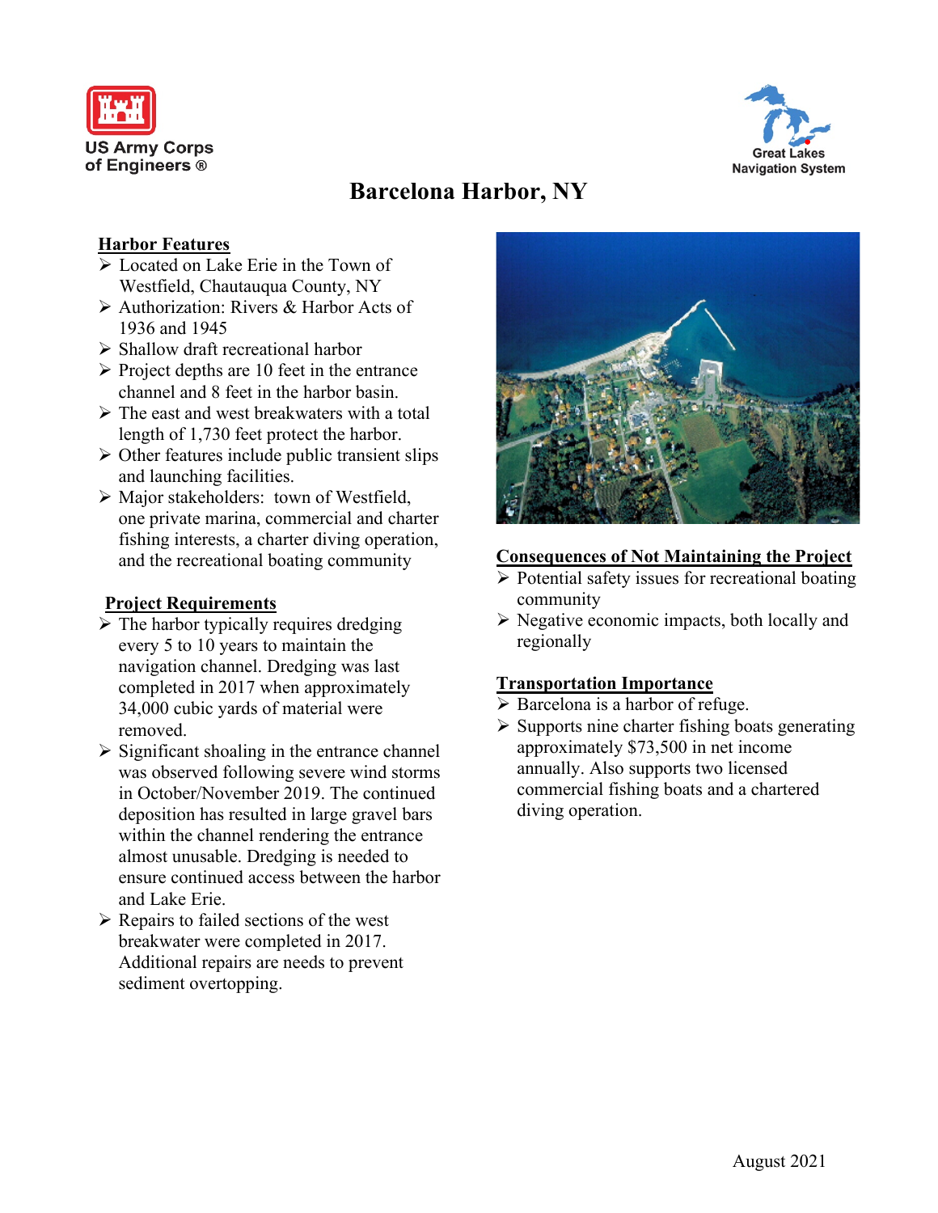US Army Corps of Engineers ®

Great Lakes Navigation System

# Barcelona Harbor, NY

## Harbor Features

- Located on Lake Erie in the Town of Westfield, Chautauqua County, NY
- Authorization: Rivers & Harbor Acts of 1936 and 1945
- Shallow draft recreational harbor
- Project depths are 10 feet in the entrance channel and 8 feet in the harbor basin.
- The east and west breakwaters with a total length of 1,730 feet protect the harbor.
- Other features include public transient slips and launching facilities.
- Major stakeholders: town of Westfield, one private marina, commercial and charter fishing interests, a charter diving operation, and the recreational boating community

## Project Requirements

- The harbor typically requires dredging every 5 to 10 years to maintain the navigation channel. Dredging was last completed in 2017 when approximately 34,000 cubic yards of material were removed.
- Significant shoaling in the entrance channel was observed following severe wind storms in October/November 2019. The continued deposition has resulted in large gravel bars within the channel rendering the entrance almost unusable. Dredging is needed to ensure continued access between the harbor and Lake Erie.
- Repairs to failed sections of the west breakwater were completed in 2017. Additional repairs are needs to prevent sediment overtopping.

## Consequences of Not Maintaining the Project

- Potential safety issues for recreational boating community
- Negative economic impacts, both locally and regionally

## Transportation Importance

- Barcelona is a harbor of refuge.
- Supports nine charter fishing boats generating approximately $73,500 in net income annually. Also supports two licensed commercial fishing boats and a chartered diving operation.

August 2021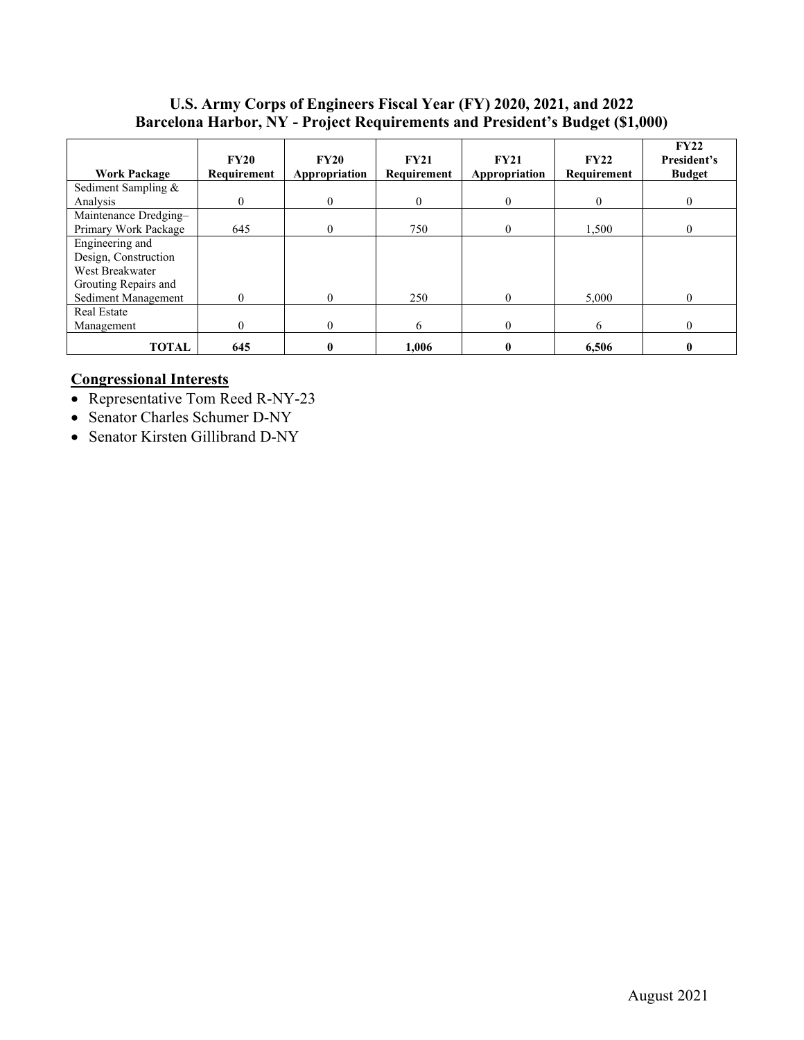## U.S. Army Corps of Engineers Fiscal Year (FY) 2020, 2021, and 2022
## Barcelona Harbor, NY - Project Requirements and President's Budget ($1,000)

| Work Package | FY20 Requirement | FY20 Appropriation | FY21 Requirement | FY21 Appropriation | FY22 Requirement | FY22 President's Budget |
|---|---|---|---|---|---|---|
| Sediment Sampling & Analysis | 0 | 0 | 0 | 0 | 0 | 0 |
| Maintenance Dredging– Primary Work Package | 645 | 0 | 750 | 0 | 1,500 | 0 |
| Engineering and Design, Construction West Breakwater Grouting Repairs and Sediment Management | 0 | 0 | 250 | 0 | 5,000 | 0 |
| Real Estate Management | 0 | 0 | 6 | 0 | 6 | 0 |
| **TOTAL** | **645** | **0** | **1,006** | **0** | **6,506** | **0** |

**Congressional Interests**

- Representative Tom Reed R-NY-23
- Senator Charles Schumer D-NY
- Senator Kirsten Gillibrand D-NY

August 2021